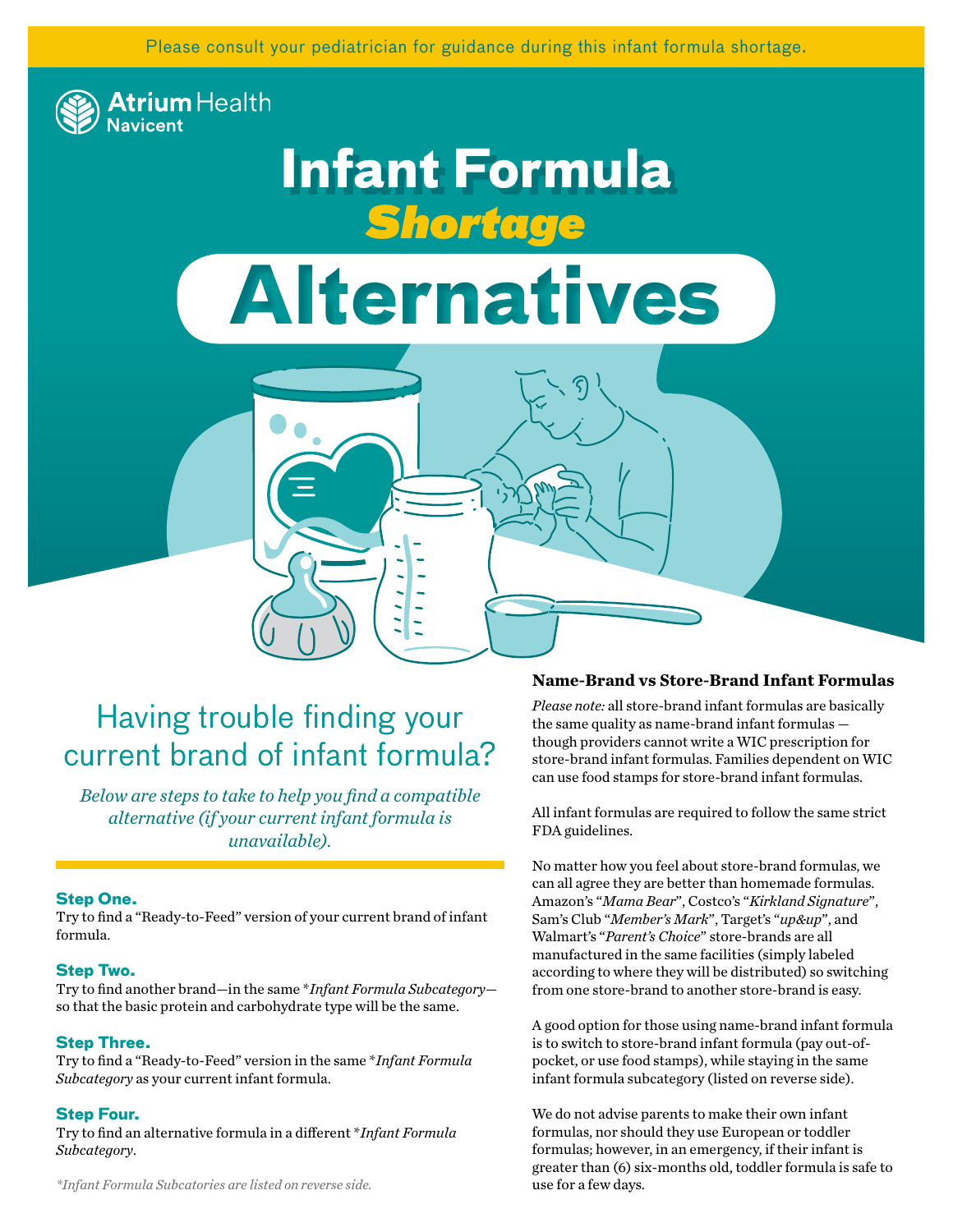Please consult your pediatrician for guidance during this infant formula shortage.

Atrium Health Navicent

# Infant Formula *Shortage* Alternatives

## Having trouble finding your current brand of infant formula?

*Below are steps to take to help you find a compatible alternative (if your current infant formula is unavailable).*

### Step One.

Try to find a "Ready-to-Feed" version of your current brand of infant formula.

### Step Two.

Try to find another brand—in the same **Infant Formula Subcategory*—so that the basic protein and carbohydrate type will be the same.

### Step Three.

Try to find a "Ready-to-Feed" version in the same **Infant Formula Subcategory* as your current infant formula.

### Step Four.

Try to find an alternative formula in a different **Infant Formula Subcategory*.

*\*Infant Formula Subcatories are listed on reverse side.*

### Name-Brand vs Store-Brand Infant Formulas

*Please note:* all store-brand infant formulas are basically the same quality as name-brand infant formulas — though providers cannot write a WIC prescription for store-brand infant formulas. Families dependent on WIC can use food stamps for store-brand infant formulas.

All infant formulas are required to follow the same strict FDA guidelines.

No matter how you feel about store-brand formulas, we can all agree they are better than homemade formulas. Amazon's "*Mama Bear*", Costco's "*Kirkland Signature*", Sam's Club "*Member's Mark*", Target's "*up&up*", and Walmart's "*Parent's Choice*" store-brands are all manufactured in the same facilities (simply labeled according to where they will be distributed) so switching from one store-brand to another store-brand is easy.

A good option for those using name-brand infant formula is to switch to store-brand infant formula (pay out-of-pocket, or use food stamps), while staying in the same infant formula subcategory (listed on reverse side).

We do not advise parents to make their own infant formulas, nor should they use European or toddler formulas; however, in an emergency, if their infant is greater than (6) six-months old, toddler formula is safe to use for a few days.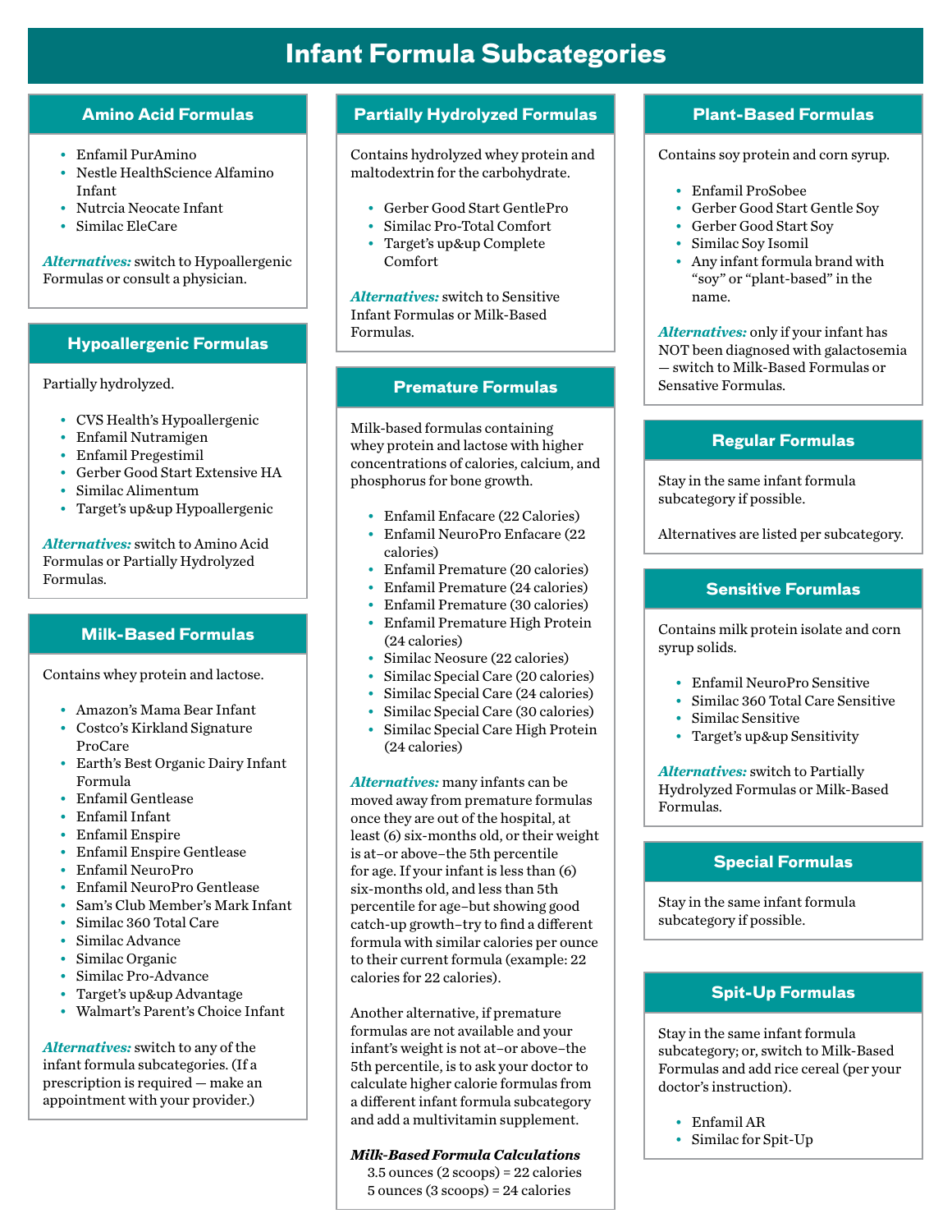# Infant Formula Subcategories

## Amino Acid Formulas

- Enfamil PurAmino
- Nestle HealthScience Alfamino Infant
- Nutrcia Neocate Infant
- Similac EleCare

***Alternatives:*** switch to Hypoallergenic Formulas or consult a physician.

## Hypoallergenic Formulas

Partially hydrolyzed.

- CVS Health's Hypoallergenic
- Enfamil Nutramigen
- Enfamil Pregestimil
- Gerber Good Start Extensive HA
- Similac Alimentum
- Target's up&up Hypoallergenic

***Alternatives:*** switch to Amino Acid Formulas or Partially Hydrolyzed Formulas.

## Milk-Based Formulas

Contains whey protein and lactose.

- Amazon's Mama Bear Infant
- Costco's Kirkland Signature ProCare
- Earth's Best Organic Dairy Infant Formula
- Enfamil Gentlease
- Enfamil Infant
- Enfamil Enspire
- Enfamil Enspire Gentlease
- Enfamil NeuroPro
- Enfamil NeuroPro Gentlease
- Sam's Club Member's Mark Infant
- Similac 360 Total Care
- Similac Advance
- Similac Organic
- Similac Pro-Advance
- Target's up&up Advantage
- Walmart's Parent's Choice Infant

***Alternatives:*** switch to any of the infant formula subcategories. (If a prescription is required — make an appointment with your provider.)

## Partially Hydrolyzed Formulas

Contains hydrolyzed whey protein and maltodextrin for the carbohydrate.

- Gerber Good Start GentlePro
- Similac Pro-Total Comfort
- Target's up&up Complete Comfort

***Alternatives:*** switch to Sensitive Infant Formulas or Milk-Based Formulas.

## Premature Formulas

Milk-based formulas containing whey protein and lactose with higher concentrations of calories, calcium, and phosphorus for bone growth.

- Enfamil Enfacare (22 Calories)
- Enfamil NeuroPro Enfacare (22 calories)
- Enfamil Premature (20 calories)
- Enfamil Premature (24 calories)
- Enfamil Premature (30 calories)
- Enfamil Premature High Protein (24 calories)
- Similac Neosure (22 calories)
- Similac Special Care (20 calories)
- Similac Special Care (24 calories)
- Similac Special Care (30 calories)
- Similac Special Care High Protein (24 calories)

***Alternatives:*** many infants can be moved away from premature formulas once they are out of the hospital, at least (6) six-months old, or their weight is at–or above–the 5th percentile for age. If your infant is less than (6) six-months old, and less than 5th percentile for age–but showing good catch-up growth–try to find a different formula with similar calories per ounce to their current formula (example: 22 calories for 22 calories).

Another alternative, if premature formulas are not available and your infant's weight is not at–or above–the 5th percentile, is to ask your doctor to calculate higher calorie formulas from a different infant formula subcategory and add a multivitamin supplement.

***Milk-Based Formula Calculations***

3.5 ounces (2 scoops) = 22 calories
5 ounces (3 scoops) = 24 calories

## Plant-Based Formulas

Contains soy protein and corn syrup.

- Enfamil ProSobee
- Gerber Good Start Gentle Soy
- Gerber Good Start Soy
- Similac Soy Isomil
- Any infant formula brand with "soy" or "plant-based" in the name.

***Alternatives:*** only if your infant has NOT been diagnosed with galactosemia — switch to Milk-Based Formulas or Sensative Formulas.

## Regular Formulas

Stay in the same infant formula subcategory if possible.

Alternatives are listed per subcategory.

## Sensitive Forumlas

Contains milk protein isolate and corn syrup solids.

- Enfamil NeuroPro Sensitive
- Similac 360 Total Care Sensitive
- Similac Sensitive
- Target's up&up Sensitivity

***Alternatives:*** switch to Partially Hydrolyzed Formulas or Milk-Based Formulas.

## Special Formulas

Stay in the same infant formula subcategory if possible.

## Spit-Up Formulas

Stay in the same infant formula subcategory; or, switch to Milk-Based Formulas and add rice cereal (per your doctor's instruction).

- Enfamil AR
- Similac for Spit-Up